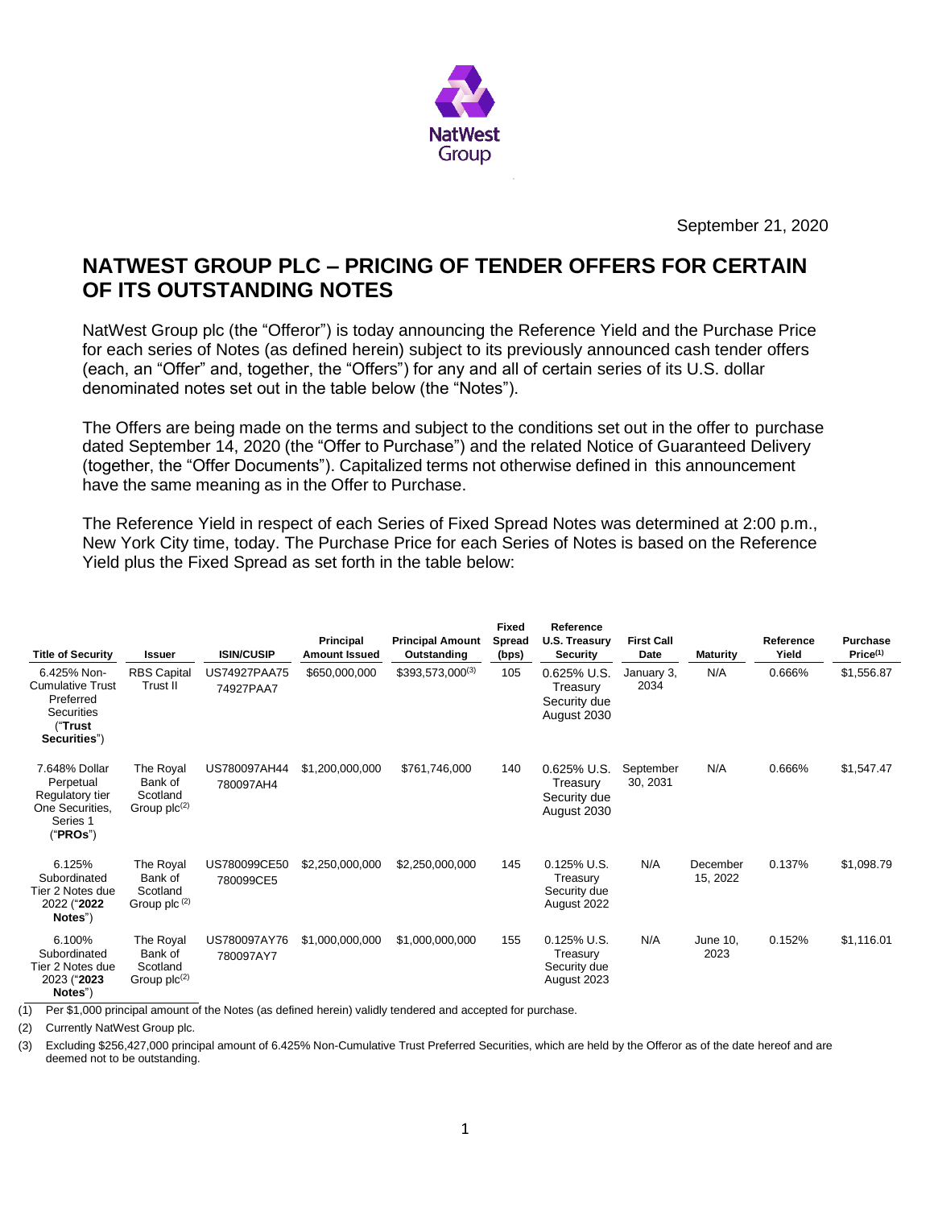September 21, 2020

# NATWEST GROUP PLC – PRICING OF TENDER OFFERS FOR CERTAIN OF ITS OUTSTANDING NOTES

NatWest Group plc (the "Offeror") is today announcing the Reference Yield and the Purchase Price for each series of Notes (as defined herein) subject to its previously announced cash tender offers (each, an "Offer" and, together, the "Offers") for any and all of certain series of its U.S. dollar denominated notes set out in the table below (the "Notes").

The Offers are being made on the terms and subject to the conditions set out in the offer to purchase dated September 14, 2020 (the "Offer to Purchase") and the related Notice of Guaranteed Delivery (together, the "Offer Documents"). Capitalized terms not otherwise defined in this announcement have the same meaning as in the Offer to Purchase.

The Reference Yield in respect of each Series of Fixed Spread Notes was determined at 2:00 p.m., New York City time, today. The Purchase Price for each Series of Notes is based on the Reference Yield plus the Fixed Spread as set forth in the table below:

| Title of Security | Issuer | ISIN/CUSIP | Principal Amount Issued | Principal Amount Outstanding | Fixed Spread (bps) | Reference U.S. Treasury Security | First Call Date | Maturity | Reference Yield | Purchase Price[1] |
|---|---|---|---|---|---|---|---|---|---|---|
| 6.425% Non-Cumulative Trust Preferred Securities ("**Trust Securities**") | RBS Capital Trust II | US74927PAA75 74927PAA7 | $650,000,000 | $393,573,000[3] | 105 | 0.625% U.S. Treasury Security due August 2030 | January 3, 2034 | N/A | 0.666% | $1,556.87 |
| 7.648% Dollar Perpetual Regulatory tier One Securities, Series 1 ("**PROs**") | The Royal Bank of Scotland Group plc[2] | US780097AH44 780097AH4 | $1,200,000,000 | $761,746,000 | 140 | 0.625% U.S. Treasury Security due August 2030 | September 30, 2031 | N/A | 0.666% | $1,547.47 |
| 6.125% Subordinated Tier 2 Notes due 2022 ("**2022 Notes**") | The Royal Bank of Scotland Group plc[2] | US780099CE50 780099CE5 | $2,250,000,000 | $2,250,000,000 | 145 | 0.125% U.S. Treasury Security due August 2022 | N/A | December 15, 2022 | 0.137% | $1,098.79 |
| 6.100% Subordinated Tier 2 Notes due 2023 ("**2023 Notes**") | The Royal Bank of Scotland Group plc[2] | US780097AY76 780097AY7 | $1,000,000,000 | $1,000,000,000 | 155 | 0.125% U.S. Treasury Security due August 2023 | N/A | June 10, 2023 | 0.152% | $1,116.01 |

(1) Per $1,000 principal amount of the Notes (as defined herein) validly tendered and accepted for purchase.

(2) Currently NatWest Group plc.

(3) Excluding $256,427,000 principal amount of 6.425% Non-Cumulative Trust Preferred Securities, which are held by the Offeror as of the date hereof and are deemed not to be outstanding.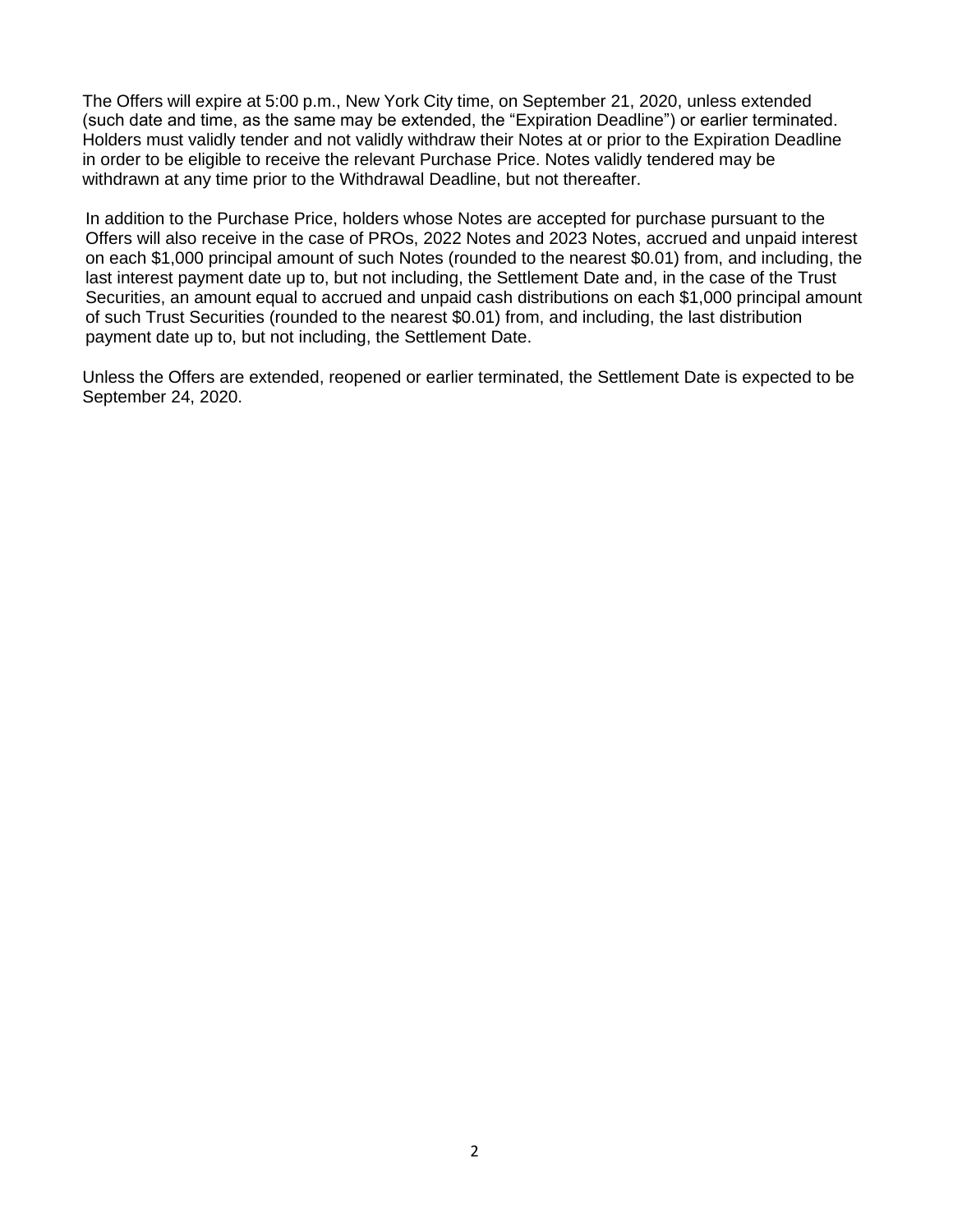The Offers will expire at 5:00 p.m., New York City time, on September 21, 2020, unless extended (such date and time, as the same may be extended, the "Expiration Deadline") or earlier terminated. Holders must validly tender and not validly withdraw their Notes at or prior to the Expiration Deadline in order to be eligible to receive the relevant Purchase Price. Notes validly tendered may be withdrawn at any time prior to the Withdrawal Deadline, but not thereafter.

In addition to the Purchase Price, holders whose Notes are accepted for purchase pursuant to the Offers will also receive in the case of PROs, 2022 Notes and 2023 Notes, accrued and unpaid interest on each $1,000 principal amount of such Notes (rounded to the nearest $0.01) from, and including, the last interest payment date up to, but not including, the Settlement Date and, in the case of the Trust Securities, an amount equal to accrued and unpaid cash distributions on each $1,000 principal amount of such Trust Securities (rounded to the nearest $0.01) from, and including, the last distribution payment date up to, but not including, the Settlement Date.

Unless the Offers are extended, reopened or earlier terminated, the Settlement Date is expected to be September 24, 2020.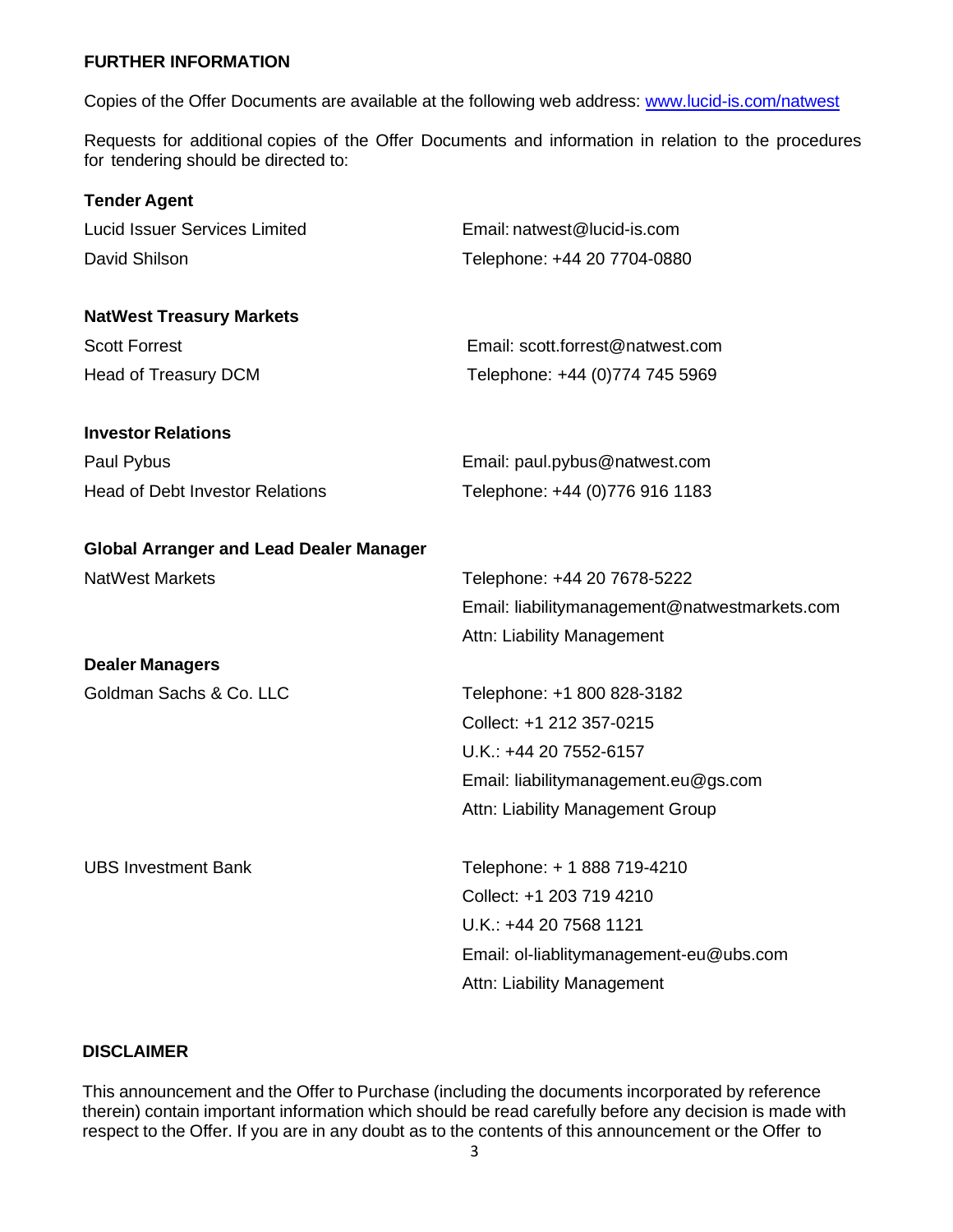## FURTHER INFORMATION

Copies of the Offer Documents are available at the following web address: [www.lucid-is.com/natwest](http://www.lucid-is.com/natwest)

Requests for additional copies of the Offer Documents and information in relation to the procedures for tendering should be directed to:

**Tender Agent**

| | |
|---|---|
| Lucid Issuer Services Limited | Email: natwest@lucid-is.com |
| David Shilson | Telephone: +44 20 7704-0880 |

**NatWest Treasury Markets**

| | |
|---|---|
| Scott Forrest | Email: scott.forrest@natwest.com |
| Head of Treasury DCM | Telephone: +44 (0)774 745 5969 |

**Investor Relations**

| | |
|---|---|
| Paul Pybus | Email: paul.pybus@natwest.com |
| Head of Debt Investor Relations | Telephone: +44 (0)776 916 1183 |

**Global Arranger and Lead Dealer Manager**

| | |
|---|---|
| NatWest Markets | Telephone: +44 20 7678-5222 |
| | Email: liabilitymanagement@natwestmarkets.com |
| | Attn: Liability Management |

**Dealer Managers**

| | |
|---|---|
| Goldman Sachs & Co. LLC | Telephone: +1 800 828-3182 |
| | Collect: +1 212 357-0215 |
| | U.K.: +44 20 7552-6157 |
| | Email: liabilitymanagement.eu@gs.com |
| | Attn: Liability Management Group |
| UBS Investment Bank | Telephone: + 1 888 719-4210 |
| | Collect: +1 203 719 4210 |
| | U.K.: +44 20 7568 1121 |
| | Email: ol-liablitymanagement-eu@ubs.com |
| | Attn: Liability Management |

## DISCLAIMER

This announcement and the Offer to Purchase (including the documents incorporated by reference therein) contain important information which should be read carefully before any decision is made with respect to the Offer. If you are in any doubt as to the contents of this announcement or the Offer to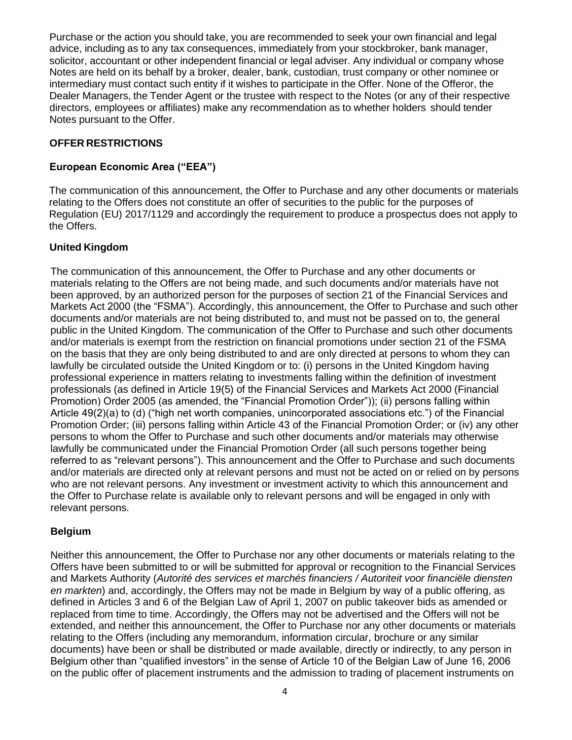Purchase or the action you should take, you are recommended to seek your own financial and legal advice, including as to any tax consequences, immediately from your stockbroker, bank manager, solicitor, accountant or other independent financial or legal adviser. Any individual or company whose Notes are held on its behalf by a broker, dealer, bank, custodian, trust company or other nominee or intermediary must contact such entity if it wishes to participate in the Offer. None of the Offeror, the Dealer Managers, the Tender Agent or the trustee with respect to the Notes (or any of their respective directors, employees or affiliates) make any recommendation as to whether holders should tender Notes pursuant to the Offer.

## OFFER RESTRICTIONS

### European Economic Area ("EEA")

The communication of this announcement, the Offer to Purchase and any other documents or materials relating to the Offers does not constitute an offer of securities to the public for the purposes of Regulation (EU) 2017/1129 and accordingly the requirement to produce a prospectus does not apply to the Offers.

### United Kingdom

The communication of this announcement, the Offer to Purchase and any other documents or materials relating to the Offers are not being made, and such documents and/or materials have not been approved, by an authorized person for the purposes of section 21 of the Financial Services and Markets Act 2000 (the "FSMA"). Accordingly, this announcement, the Offer to Purchase and such other documents and/or materials are not being distributed to, and must not be passed on to, the general public in the United Kingdom. The communication of the Offer to Purchase and such other documents and/or materials is exempt from the restriction on financial promotions under section 21 of the FSMA on the basis that they are only being distributed to and are only directed at persons to whom they can lawfully be circulated outside the United Kingdom or to: (i) persons in the United Kingdom having professional experience in matters relating to investments falling within the definition of investment professionals (as defined in Article 19(5) of the Financial Services and Markets Act 2000 (Financial Promotion) Order 2005 (as amended, the "Financial Promotion Order")); (ii) persons falling within Article 49(2)(a) to (d) ("high net worth companies, unincorporated associations etc.") of the Financial Promotion Order; (iii) persons falling within Article 43 of the Financial Promotion Order; or (iv) any other persons to whom the Offer to Purchase and such other documents and/or materials may otherwise lawfully be communicated under the Financial Promotion Order (all such persons together being referred to as "relevant persons"). This announcement and the Offer to Purchase and such documents and/or materials are directed only at relevant persons and must not be acted on or relied on by persons who are not relevant persons. Any investment or investment activity to which this announcement and the Offer to Purchase relate is available only to relevant persons and will be engaged in only with relevant persons.

### Belgium

Neither this announcement, the Offer to Purchase nor any other documents or materials relating to the Offers have been submitted to or will be submitted for approval or recognition to the Financial Services and Markets Authority (*Autorité des services et marchés financiers / Autoriteit voor financiële diensten en markten*) and, accordingly, the Offers may not be made in Belgium by way of a public offering, as defined in Articles 3 and 6 of the Belgian Law of April 1, 2007 on public takeover bids as amended or replaced from time to time. Accordingly, the Offers may not be advertised and the Offers will not be extended, and neither this announcement, the Offer to Purchase nor any other documents or materials relating to the Offers (including any memorandum, information circular, brochure or any similar documents) have been or shall be distributed or made available, directly or indirectly, to any person in Belgium other than "qualified investors" in the sense of Article 10 of the Belgian Law of June 16, 2006 on the public offer of placement instruments and the admission to trading of placement instruments on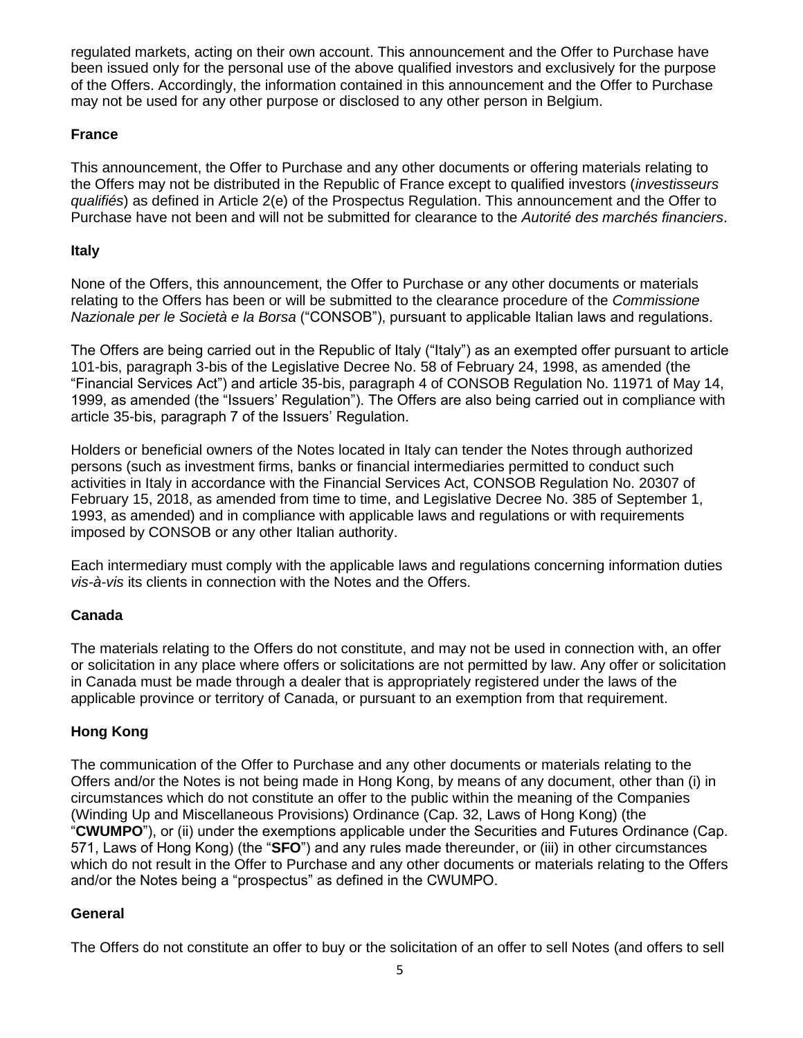regulated markets, acting on their own account. This announcement and the Offer to Purchase have been issued only for the personal use of the above qualified investors and exclusively for the purpose of the Offers. Accordingly, the information contained in this announcement and the Offer to Purchase may not be used for any other purpose or disclosed to any other person in Belgium.

**France**

This announcement, the Offer to Purchase and any other documents or offering materials relating to the Offers may not be distributed in the Republic of France except to qualified investors (*investisseurs qualifiés*) as defined in Article 2(e) of the Prospectus Regulation. This announcement and the Offer to Purchase have not been and will not be submitted for clearance to the *Autorité des marchés financiers*.

**Italy**

None of the Offers, this announcement, the Offer to Purchase or any other documents or materials relating to the Offers has been or will be submitted to the clearance procedure of the *Commissione Nazionale per le Società e la Borsa* ("CONSOB"), pursuant to applicable Italian laws and regulations.

The Offers are being carried out in the Republic of Italy ("Italy") as an exempted offer pursuant to article 101-bis, paragraph 3-bis of the Legislative Decree No. 58 of February 24, 1998, as amended (the "Financial Services Act") and article 35-bis, paragraph 4 of CONSOB Regulation No. 11971 of May 14, 1999, as amended (the "Issuers' Regulation"). The Offers are also being carried out in compliance with article 35-bis, paragraph 7 of the Issuers' Regulation.

Holders or beneficial owners of the Notes located in Italy can tender the Notes through authorized persons (such as investment firms, banks or financial intermediaries permitted to conduct such activities in Italy in accordance with the Financial Services Act, CONSOB Regulation No. 20307 of February 15, 2018, as amended from time to time, and Legislative Decree No. 385 of September 1, 1993, as amended) and in compliance with applicable laws and regulations or with requirements imposed by CONSOB or any other Italian authority.

Each intermediary must comply with the applicable laws and regulations concerning information duties *vis-à-vis* its clients in connection with the Notes and the Offers.

**Canada**

The materials relating to the Offers do not constitute, and may not be used in connection with, an offer or solicitation in any place where offers or solicitations are not permitted by law. Any offer or solicitation in Canada must be made through a dealer that is appropriately registered under the laws of the applicable province or territory of Canada, or pursuant to an exemption from that requirement.

**Hong Kong**

The communication of the Offer to Purchase and any other documents or materials relating to the Offers and/or the Notes is not being made in Hong Kong, by means of any document, other than (i) in circumstances which do not constitute an offer to the public within the meaning of the Companies (Winding Up and Miscellaneous Provisions) Ordinance (Cap. 32, Laws of Hong Kong) (the "**CWUMPO**"), or (ii) under the exemptions applicable under the Securities and Futures Ordinance (Cap. 571, Laws of Hong Kong) (the "**SFO**") and any rules made thereunder, or (iii) in other circumstances which do not result in the Offer to Purchase and any other documents or materials relating to the Offers and/or the Notes being a "prospectus" as defined in the CWUMPO.

**General**

The Offers do not constitute an offer to buy or the solicitation of an offer to sell Notes (and offers to sell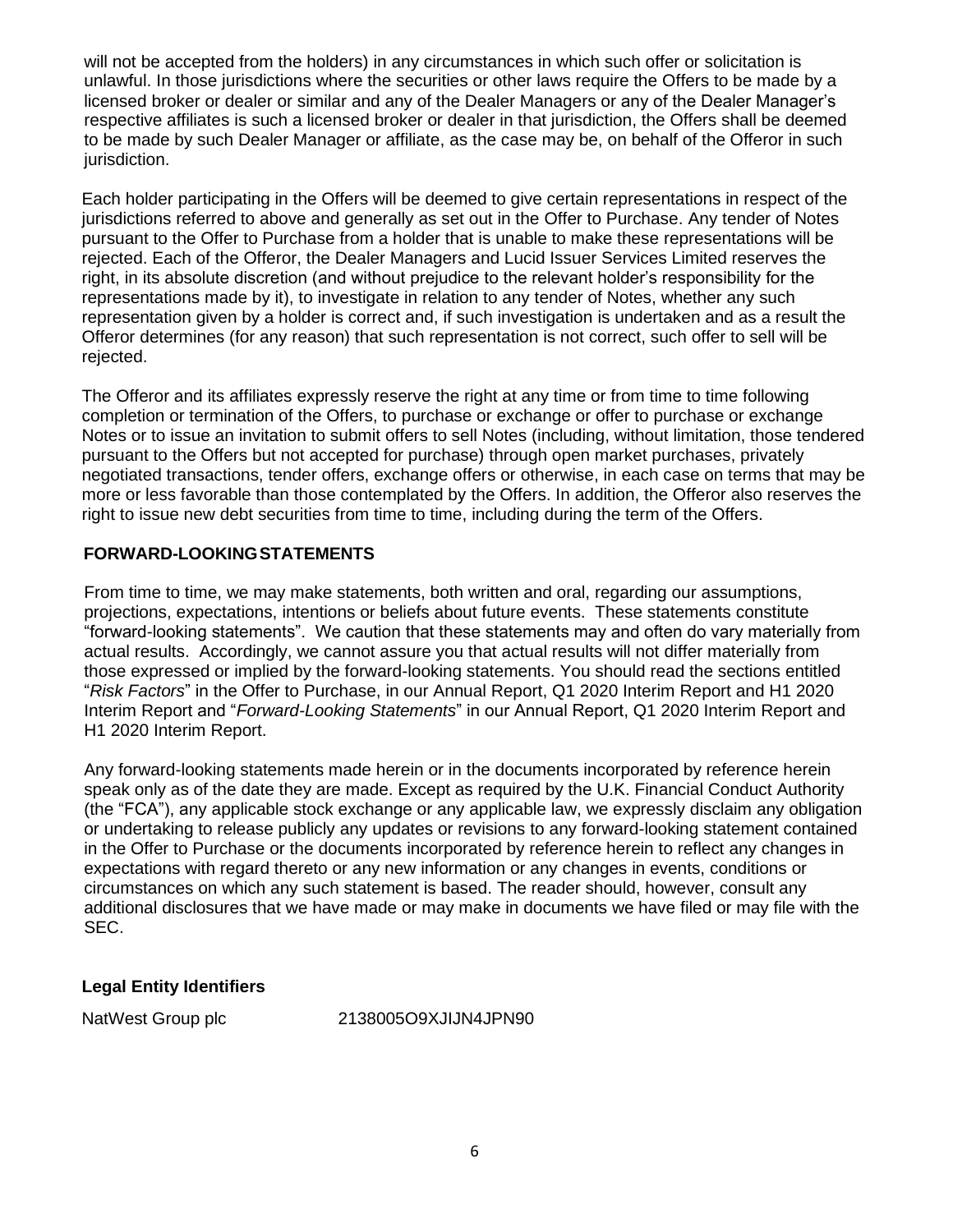will not be accepted from the holders) in any circumstances in which such offer or solicitation is unlawful. In those jurisdictions where the securities or other laws require the Offers to be made by a licensed broker or dealer or similar and any of the Dealer Managers or any of the Dealer Manager's respective affiliates is such a licensed broker or dealer in that jurisdiction, the Offers shall be deemed to be made by such Dealer Manager or affiliate, as the case may be, on behalf of the Offeror in such jurisdiction.

Each holder participating in the Offers will be deemed to give certain representations in respect of the jurisdictions referred to above and generally as set out in the Offer to Purchase. Any tender of Notes pursuant to the Offer to Purchase from a holder that is unable to make these representations will be rejected. Each of the Offeror, the Dealer Managers and Lucid Issuer Services Limited reserves the right, in its absolute discretion (and without prejudice to the relevant holder's responsibility for the representations made by it), to investigate in relation to any tender of Notes, whether any such representation given by a holder is correct and, if such investigation is undertaken and as a result the Offeror determines (for any reason) that such representation is not correct, such offer to sell will be rejected.

The Offeror and its affiliates expressly reserve the right at any time or from time to time following completion or termination of the Offers, to purchase or exchange or offer to purchase or exchange Notes or to issue an invitation to submit offers to sell Notes (including, without limitation, those tendered pursuant to the Offers but not accepted for purchase) through open market purchases, privately negotiated transactions, tender offers, exchange offers or otherwise, in each case on terms that may be more or less favorable than those contemplated by the Offers. In addition, the Offeror also reserves the right to issue new debt securities from time to time, including during the term of the Offers.

## FORWARD-LOOKING STATEMENTS

From time to time, we may make statements, both written and oral, regarding our assumptions, projections, expectations, intentions or beliefs about future events. These statements constitute "forward-looking statements". We caution that these statements may and often do vary materially from actual results. Accordingly, we cannot assure you that actual results will not differ materially from those expressed or implied by the forward-looking statements. You should read the sections entitled "*Risk Factors*" in the Offer to Purchase, in our Annual Report, Q1 2020 Interim Report and H1 2020 Interim Report and "*Forward-Looking Statements*" in our Annual Report, Q1 2020 Interim Report and H1 2020 Interim Report.

Any forward-looking statements made herein or in the documents incorporated by reference herein speak only as of the date they are made. Except as required by the U.K. Financial Conduct Authority (the "FCA"), any applicable stock exchange or any applicable law, we expressly disclaim any obligation or undertaking to release publicly any updates or revisions to any forward-looking statement contained in the Offer to Purchase or the documents incorporated by reference herein to reflect any changes in expectations with regard thereto or any new information or any changes in events, conditions or circumstances on which any such statement is based. The reader should, however, consult any additional disclosures that we have made or may make in documents we have filed or may file with the SEC.

### Legal Entity Identifiers

NatWest Group plc 2138005O9XJIJN4JPN90